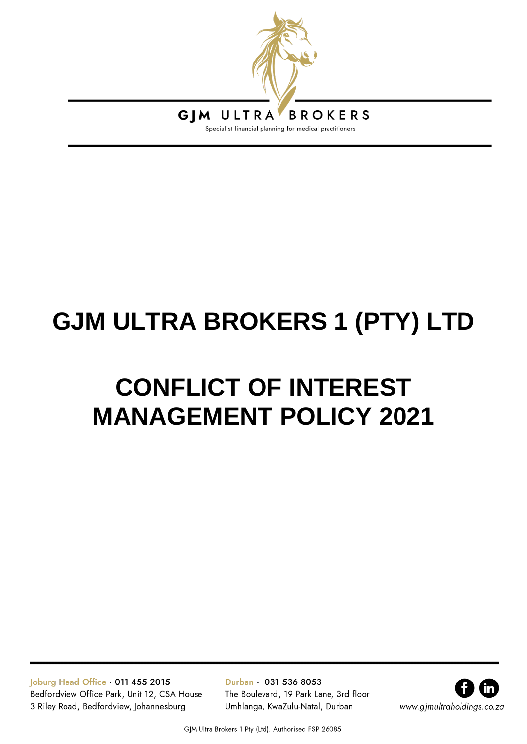GJM ULTRA BROKERS

Specialist financial planning for medical practitioners

# GJM ULTRA BROKERS 1 (PTY) LTD

# CONFLICT OF INTEREST MANAGEMENT POLICY 2021

Joburg Head Office · 011 455 2015
Bedfordview Office Park, Unit 12, CSA House
3 Riley Road, Bedfordview, Johannesburg

Durban · 031 536 8053
The Boulevard, 19 Park Lane, 3rd floor
Umhlanga, KwaZulu-Natal, Durban

www.gjmultraholdings.co.za

GJM Ultra Brokers 1 Pty (Ltd). Authorised FSP 26085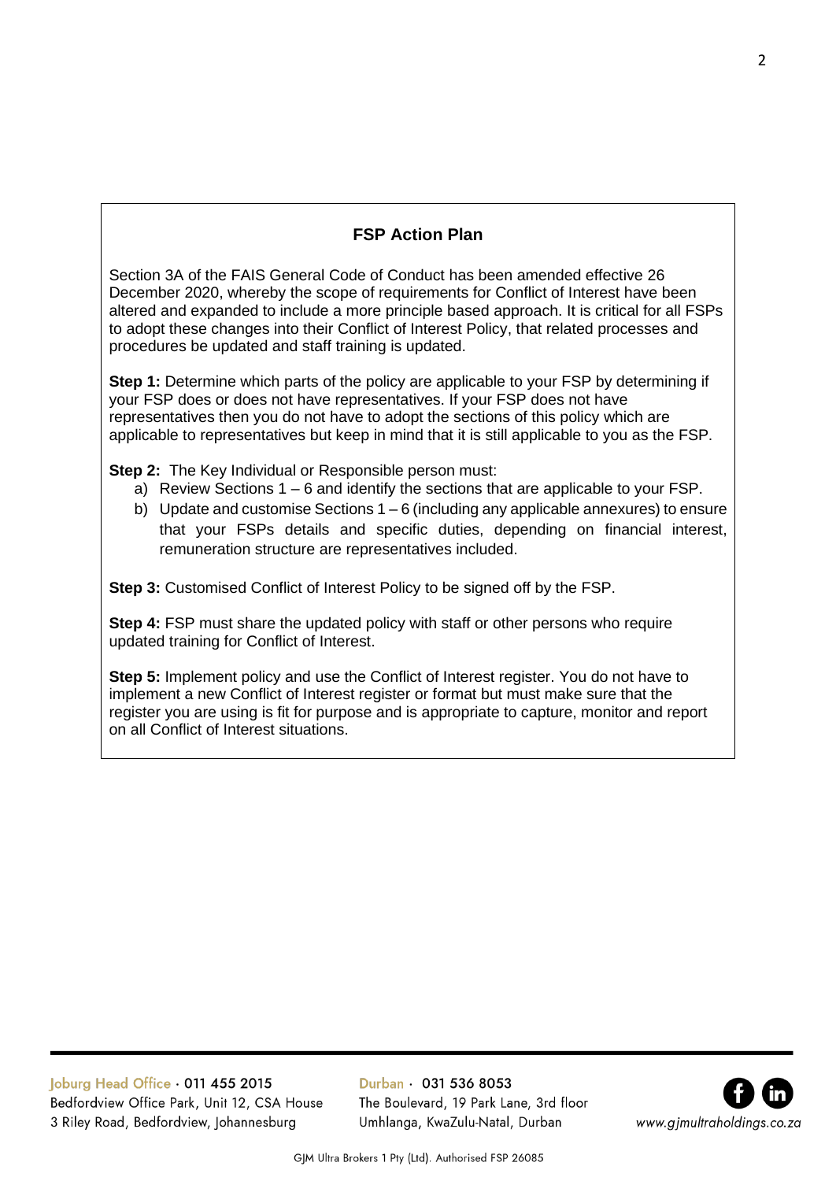## FSP Action Plan

Section 3A of the FAIS General Code of Conduct has been amended effective 26 December 2020, whereby the scope of requirements for Conflict of Interest have been altered and expanded to include a more principle based approach. It is critical for all FSPs to adopt these changes into their Conflict of Interest Policy, that related processes and procedures be updated and staff training is updated.

**Step 1:** Determine which parts of the policy are applicable to your FSP by determining if your FSP does or does not have representatives. If your FSP does not have representatives then you do not have to adopt the sections of this policy which are applicable to representatives but keep in mind that it is still applicable to you as the FSP.

**Step 2:** The Key Individual or Responsible person must:

a) Review Sections 1 – 6 and identify the sections that are applicable to your FSP.
b) Update and customise Sections 1 – 6 (including any applicable annexures) to ensure that your FSPs details and specific duties, depending on financial interest, remuneration structure are representatives included.

**Step 3:** Customised Conflict of Interest Policy to be signed off by the FSP.

**Step 4:** FSP must share the updated policy with staff or other persons who require updated training for Conflict of Interest.

**Step 5:** Implement policy and use the Conflict of Interest register. You do not have to implement a new Conflict of Interest register or format but must make sure that the register you are using is fit for purpose and is appropriate to capture, monitor and report on all Conflict of Interest situations.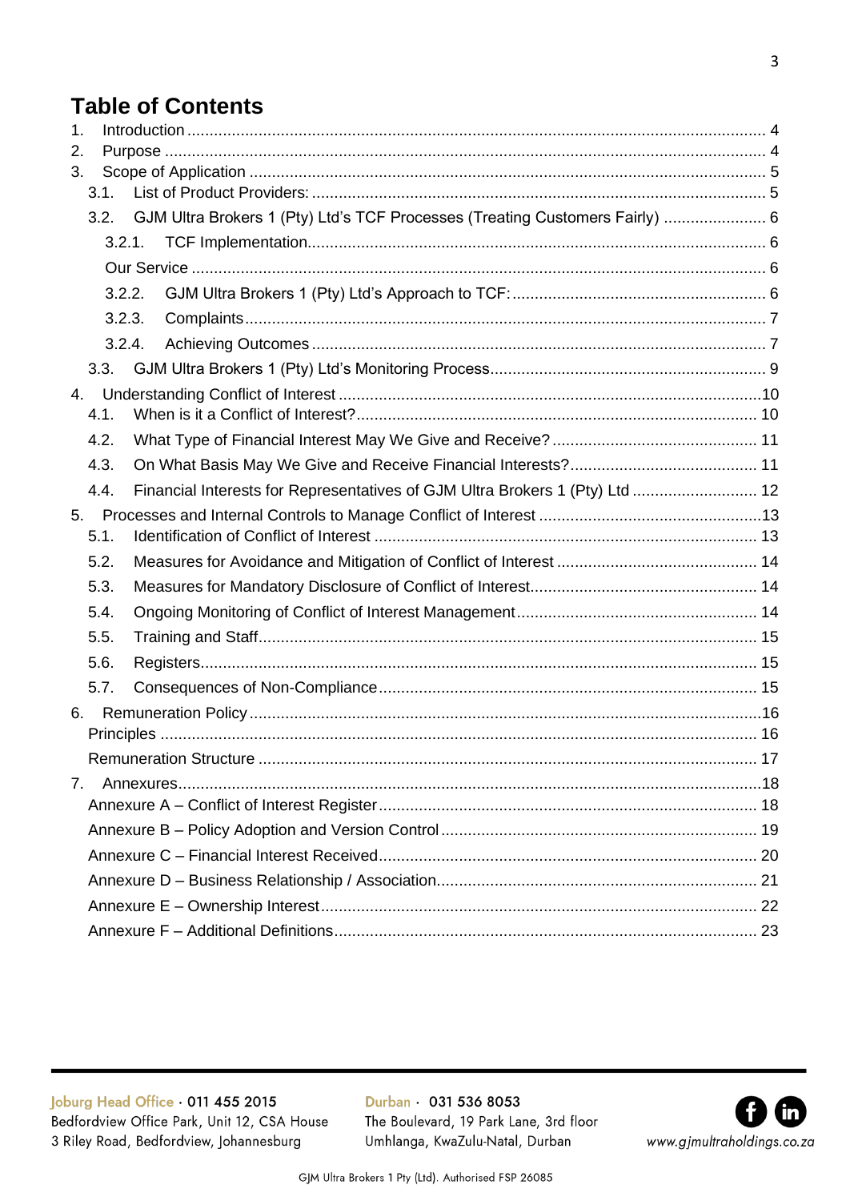# Table of Contents

1. Introduction ... 4
2. Purpose ... 4
3. Scope of Application ... 5
   - 3.1. List of Product Providers: ... 5
   - 3.2. GJM Ultra Brokers 1 (Pty) Ltd's TCF Processes (Treating Customers Fairly) ... 6
     - 3.2.1. TCF Implementation ... 6
     - Our Service ... 6
     - 3.2.2. GJM Ultra Brokers 1 (Pty) Ltd's Approach to TCF: ... 6
     - 3.2.3. Complaints ... 7
     - 3.2.4. Achieving Outcomes ... 7
   - 3.3. GJM Ultra Brokers 1 (Pty) Ltd's Monitoring Process ... 9
4. Understanding Conflict of Interest ... 10
   - 4.1. When is it a Conflict of Interest? ... 10
   - 4.2. What Type of Financial Interest May We Give and Receive? ... 11
   - 4.3. On What Basis May We Give and Receive Financial Interests? ... 11
   - 4.4. Financial Interests for Representatives of GJM Ultra Brokers 1 (Pty) Ltd ... 12
5. Processes and Internal Controls to Manage Conflict of Interest ... 13
   - 5.1. Identification of Conflict of Interest ... 13
   - 5.2. Measures for Avoidance and Mitigation of Conflict of Interest ... 14
   - 5.3. Measures for Mandatory Disclosure of Conflict of Interest ... 14
   - 5.4. Ongoing Monitoring of Conflict of Interest Management ... 14
   - 5.5. Training and Staff ... 15
   - 5.6. Registers ... 15
   - 5.7. Consequences of Non-Compliance ... 15
6. Remuneration Policy ... 16
   - Principles ... 16
   - Remuneration Structure ... 17
7. Annexures ... 18
   - Annexure A – Conflict of Interest Register ... 18
   - Annexure B – Policy Adoption and Version Control ... 19
   - Annexure C – Financial Interest Received ... 20
   - Annexure D – Business Relationship / Association ... 21
   - Annexure E – Ownership Interest ... 22
   - Annexure F – Additional Definitions ... 23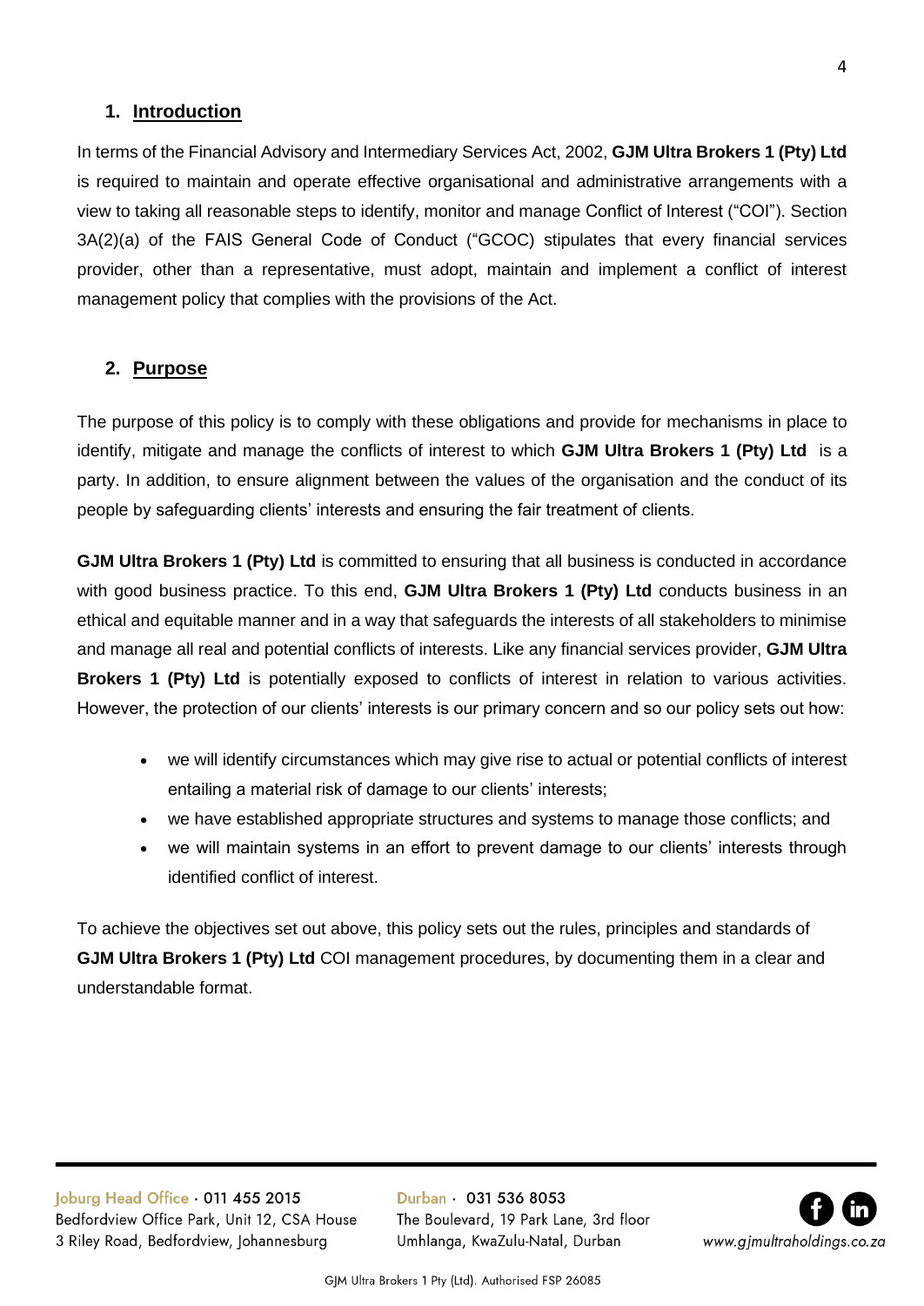## 1. Introduction

In terms of the Financial Advisory and Intermediary Services Act, 2002, **GJM Ultra Brokers 1 (Pty) Ltd** is required to maintain and operate effective organisational and administrative arrangements with a view to taking all reasonable steps to identify, monitor and manage Conflict of Interest ("COI"). Section 3A(2)(a) of the FAIS General Code of Conduct ("GCOC) stipulates that every financial services provider, other than a representative, must adopt, maintain and implement a conflict of interest management policy that complies with the provisions of the Act.

## 2. Purpose

The purpose of this policy is to comply with these obligations and provide for mechanisms in place to identify, mitigate and manage the conflicts of interest to which **GJM Ultra Brokers 1 (Pty) Ltd** is a party. In addition, to ensure alignment between the values of the organisation and the conduct of its people by safeguarding clients' interests and ensuring the fair treatment of clients.

**GJM Ultra Brokers 1 (Pty) Ltd** is committed to ensuring that all business is conducted in accordance with good business practice. To this end, **GJM Ultra Brokers 1 (Pty) Ltd** conducts business in an ethical and equitable manner and in a way that safeguards the interests of all stakeholders to minimise and manage all real and potential conflicts of interests. Like any financial services provider, **GJM Ultra Brokers 1 (Pty) Ltd** is potentially exposed to conflicts of interest in relation to various activities. However, the protection of our clients' interests is our primary concern and so our policy sets out how:

- we will identify circumstances which may give rise to actual or potential conflicts of interest entailing a material risk of damage to our clients' interests;
- we have established appropriate structures and systems to manage those conflicts; and
- we will maintain systems in an effort to prevent damage to our clients' interests through identified conflict of interest.

To achieve the objectives set out above, this policy sets out the rules, principles and standards of **GJM Ultra Brokers 1 (Pty) Ltd** COI management procedures, by documenting them in a clear and understandable format.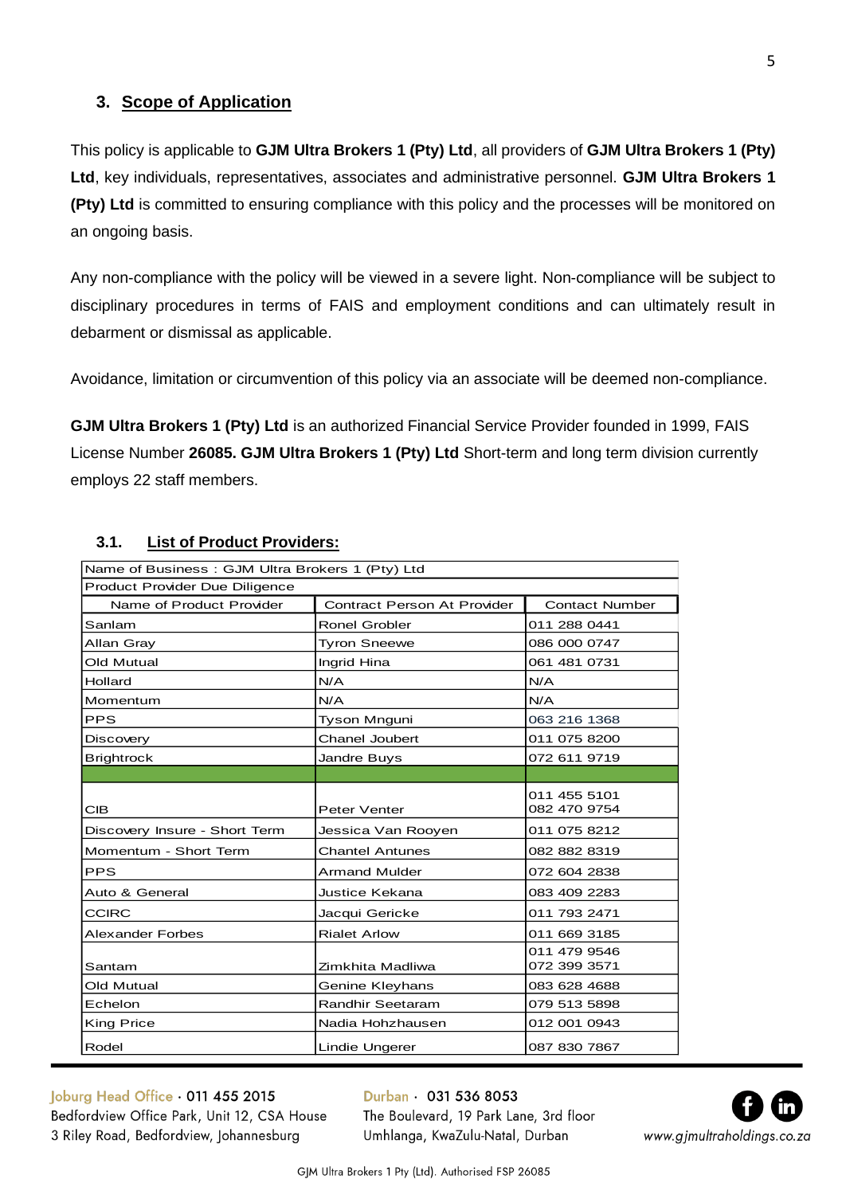## 3. Scope of Application

This policy is applicable to **GJM Ultra Brokers 1 (Pty) Ltd**, all providers of **GJM Ultra Brokers 1 (Pty) Ltd**, key individuals, representatives, associates and administrative personnel. **GJM Ultra Brokers 1 (Pty) Ltd** is committed to ensuring compliance with this policy and the processes will be monitored on an ongoing basis.

Any non-compliance with the policy will be viewed in a severe light. Non-compliance will be subject to disciplinary procedures in terms of FAIS and employment conditions and can ultimately result in debarment or dismissal as applicable.

Avoidance, limitation or circumvention of this policy via an associate will be deemed non-compliance.

**GJM Ultra Brokers 1 (Pty) Ltd** is an authorized Financial Service Provider founded in 1999, FAIS License Number **26085. GJM Ultra Brokers 1 (Pty) Ltd** Short-term and long term division currently employs 22 staff members.

### 3.1. List of Product Providers:

| Name of Business : GJM Ultra Brokers 1 (Pty) Ltd | | |
|---|---|---|
| Product Provider Due Diligence | | |
| Name of Product Provider | Contract Person At Provider | Contact Number |
| Sanlam | Ronel Grobler | 011 288 0441 |
| Allan Gray | Tyron Sneewe | 086 000 0747 |
| Old Mutual | Ingrid Hina | 061 481 0731 |
| Hollard | N/A | N/A |
| Momentum | N/A | N/A |
| PPS | Tyson Mnguni | 063 216 1368 |
| Discovery | Chanel Joubert | 011 075 8200 |
| Brightrock | Jandre Buys | 072 611 9719 |
| | | |
| CIB | Peter Venter | 011 455 5101<br>082 470 9754 |
| Discovery Insure - Short Term | Jessica Van Rooyen | 011 075 8212 |
| Momentum - Short Term | Chantel Antunes | 082 882 8319 |
| PPS | Armand Mulder | 072 604 2838 |
| Auto & General | Justice Kekana | 083 409 2283 |
| CCIRC | Jacqui Gericke | 011 793 2471 |
| Alexander Forbes | Rialet Arlow | 011 669 3185 |
| Santam | Zimkhita Madliwa | 011 479 9546<br>072 399 3571 |
| Old Mutual | Genine Kleyhans | 083 628 4688 |
| Echelon | Randhir Seetaram | 079 513 5898 |
| King Price | Nadia Hohzhausen | 012 001 0943 |
| Rodel | Lindie Ungerer | 087 830 7867 |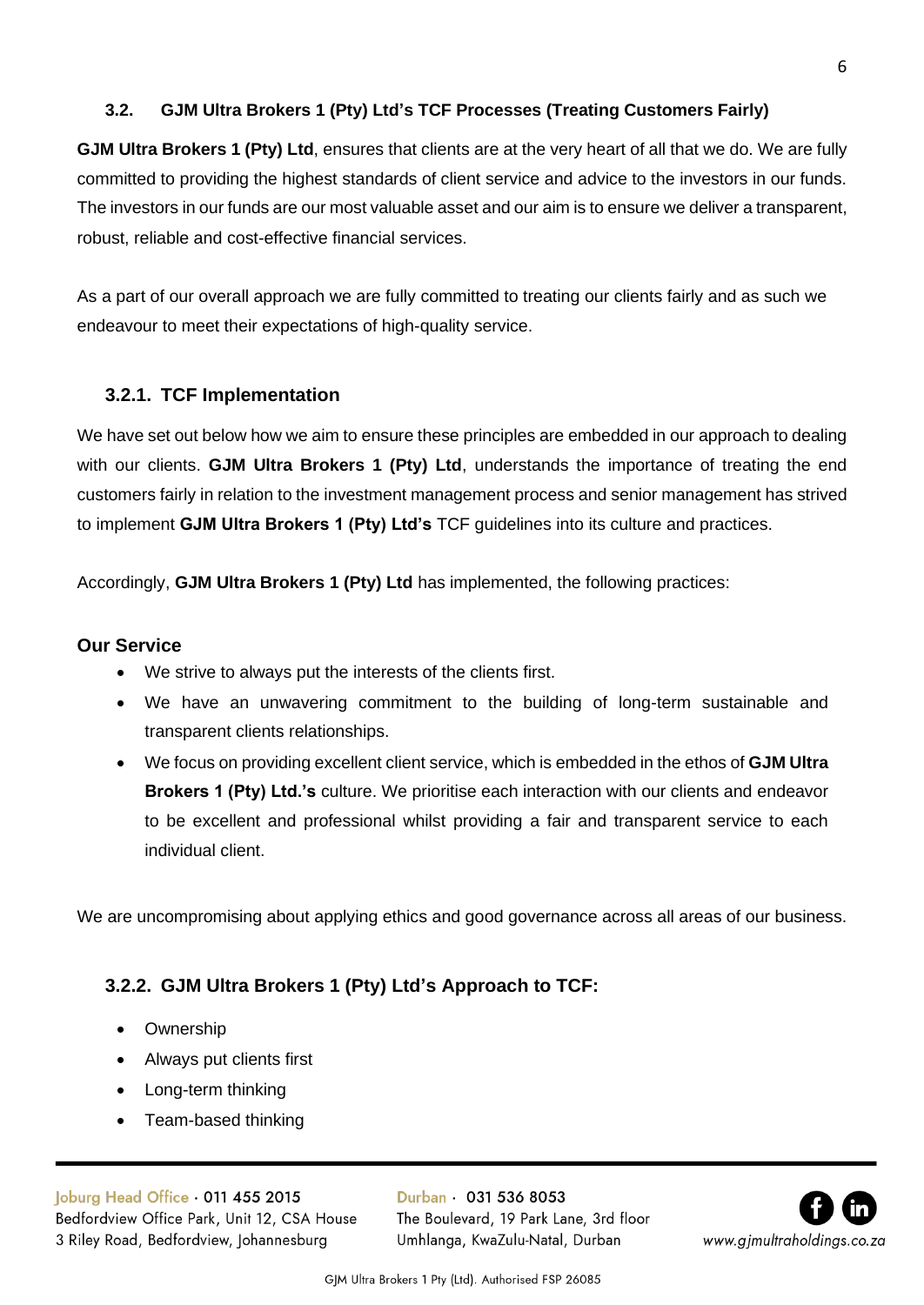### 3.2. GJM Ultra Brokers 1 (Pty) Ltd's TCF Processes (Treating Customers Fairly)

**GJM Ultra Brokers 1 (Pty) Ltd**, ensures that clients are at the very heart of all that we do. We are fully committed to providing the highest standards of client service and advice to the investors in our funds. The investors in our funds are our most valuable asset and our aim is to ensure we deliver a transparent, robust, reliable and cost-effective financial services.

As a part of our overall approach we are fully committed to treating our clients fairly and as such we endeavour to meet their expectations of high-quality service.

#### 3.2.1. TCF Implementation

We have set out below how we aim to ensure these principles are embedded in our approach to dealing with our clients. **GJM Ultra Brokers 1 (Pty) Ltd**, understands the importance of treating the end customers fairly in relation to the investment management process and senior management has strived to implement **GJM Ultra Brokers 1 (Pty) Ltd's** TCF guidelines into its culture and practices.

Accordingly, **GJM Ultra Brokers 1 (Pty) Ltd** has implemented, the following practices:

**Our Service**

- We strive to always put the interests of the clients first.
- We have an unwavering commitment to the building of long-term sustainable and transparent clients relationships.
- We focus on providing excellent client service, which is embedded in the ethos of **GJM Ultra Brokers 1 (Pty) Ltd.'s** culture. We prioritise each interaction with our clients and endeavor to be excellent and professional whilst providing a fair and transparent service to each individual client.

We are uncompromising about applying ethics and good governance across all areas of our business.

#### 3.2.2. GJM Ultra Brokers 1 (Pty) Ltd's Approach to TCF:

- Ownership
- Always put clients first
- Long-term thinking
- Team-based thinking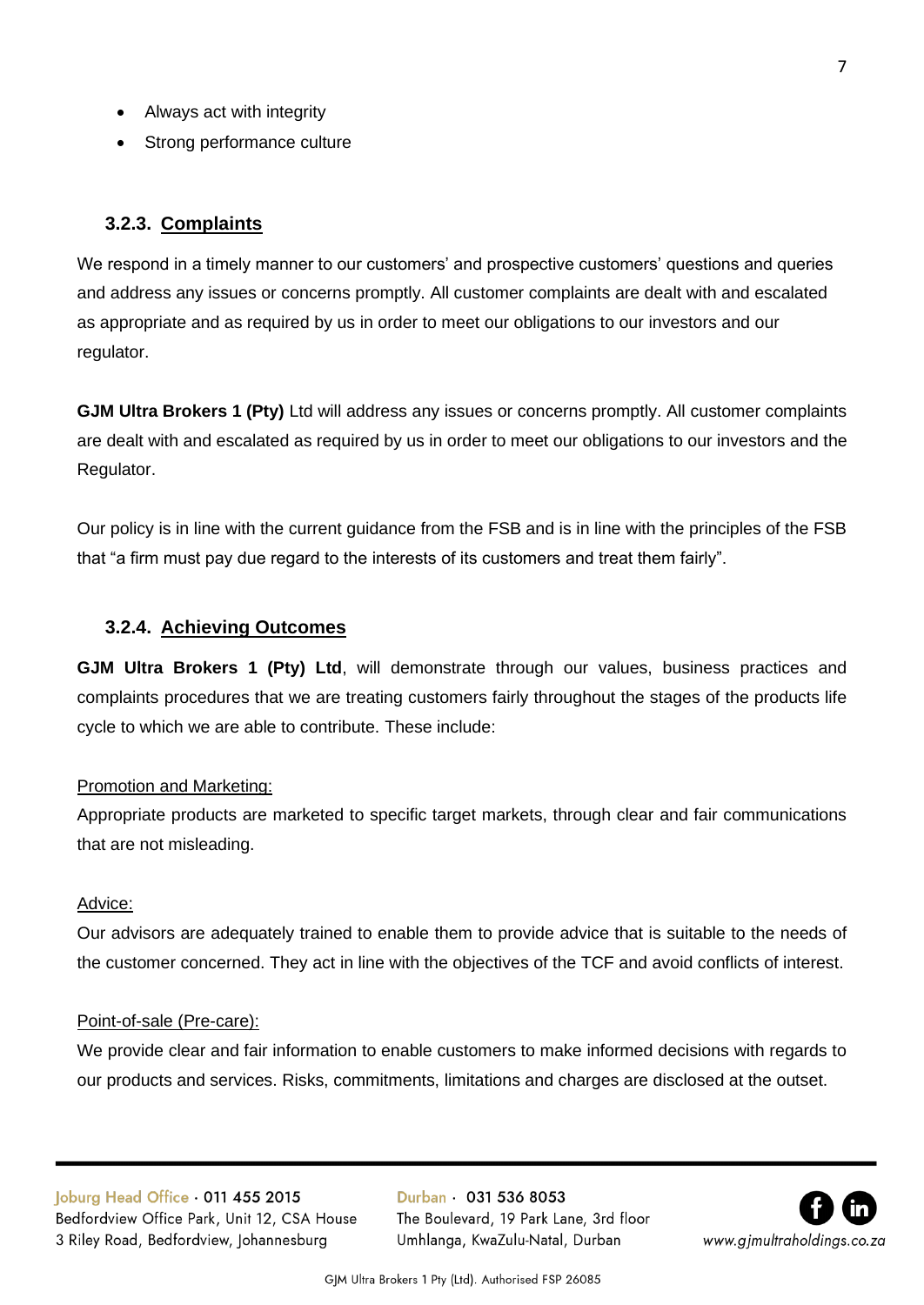- Always act with integrity
- Strong performance culture

### 3.2.3. Complaints

We respond in a timely manner to our customers' and prospective customers' questions and queries and address any issues or concerns promptly. All customer complaints are dealt with and escalated as appropriate and as required by us in order to meet our obligations to our investors and our regulator.

**GJM Ultra Brokers 1 (Pty)** Ltd will address any issues or concerns promptly. All customer complaints are dealt with and escalated as required by us in order to meet our obligations to our investors and the Regulator.

Our policy is in line with the current guidance from the FSB and is in line with the principles of the FSB that "a firm must pay due regard to the interests of its customers and treat them fairly".

### 3.2.4. Achieving Outcomes

**GJM Ultra Brokers 1 (Pty) Ltd**, will demonstrate through our values, business practices and complaints procedures that we are treating customers fairly throughout the stages of the products life cycle to which we are able to contribute. These include:

Promotion and Marketing:

Appropriate products are marketed to specific target markets, through clear and fair communications that are not misleading.

Advice:

Our advisors are adequately trained to enable them to provide advice that is suitable to the needs of the customer concerned. They act in line with the objectives of the TCF and avoid conflicts of interest.

Point-of-sale (Pre-care):

We provide clear and fair information to enable customers to make informed decisions with regards to our products and services. Risks, commitments, limitations and charges are disclosed at the outset.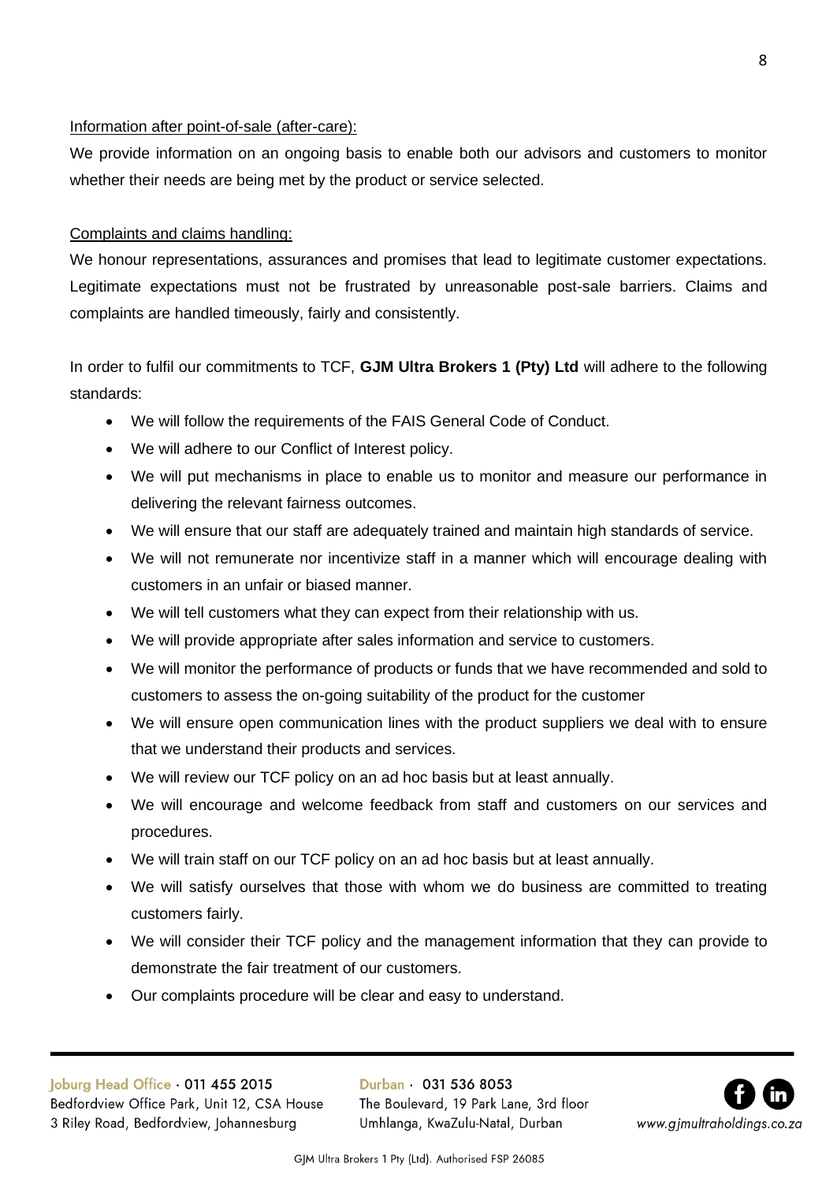Information after point-of-sale (after-care):

We provide information on an ongoing basis to enable both our advisors and customers to monitor whether their needs are being met by the product or service selected.

Complaints and claims handling:

We honour representations, assurances and promises that lead to legitimate customer expectations. Legitimate expectations must not be frustrated by unreasonable post-sale barriers. Claims and complaints are handled timeously, fairly and consistently.

In order to fulfil our commitments to TCF, **GJM Ultra Brokers 1 (Pty) Ltd** will adhere to the following standards:

- We will follow the requirements of the FAIS General Code of Conduct.
- We will adhere to our Conflict of Interest policy.
- We will put mechanisms in place to enable us to monitor and measure our performance in delivering the relevant fairness outcomes.
- We will ensure that our staff are adequately trained and maintain high standards of service.
- We will not remunerate nor incentivize staff in a manner which will encourage dealing with customers in an unfair or biased manner.
- We will tell customers what they can expect from their relationship with us.
- We will provide appropriate after sales information and service to customers.
- We will monitor the performance of products or funds that we have recommended and sold to customers to assess the on-going suitability of the product for the customer
- We will ensure open communication lines with the product suppliers we deal with to ensure that we understand their products and services.
- We will review our TCF policy on an ad hoc basis but at least annually.
- We will encourage and welcome feedback from staff and customers on our services and procedures.
- We will train staff on our TCF policy on an ad hoc basis but at least annually.
- We will satisfy ourselves that those with whom we do business are committed to treating customers fairly.
- We will consider their TCF policy and the management information that they can provide to demonstrate the fair treatment of our customers.
- Our complaints procedure will be clear and easy to understand.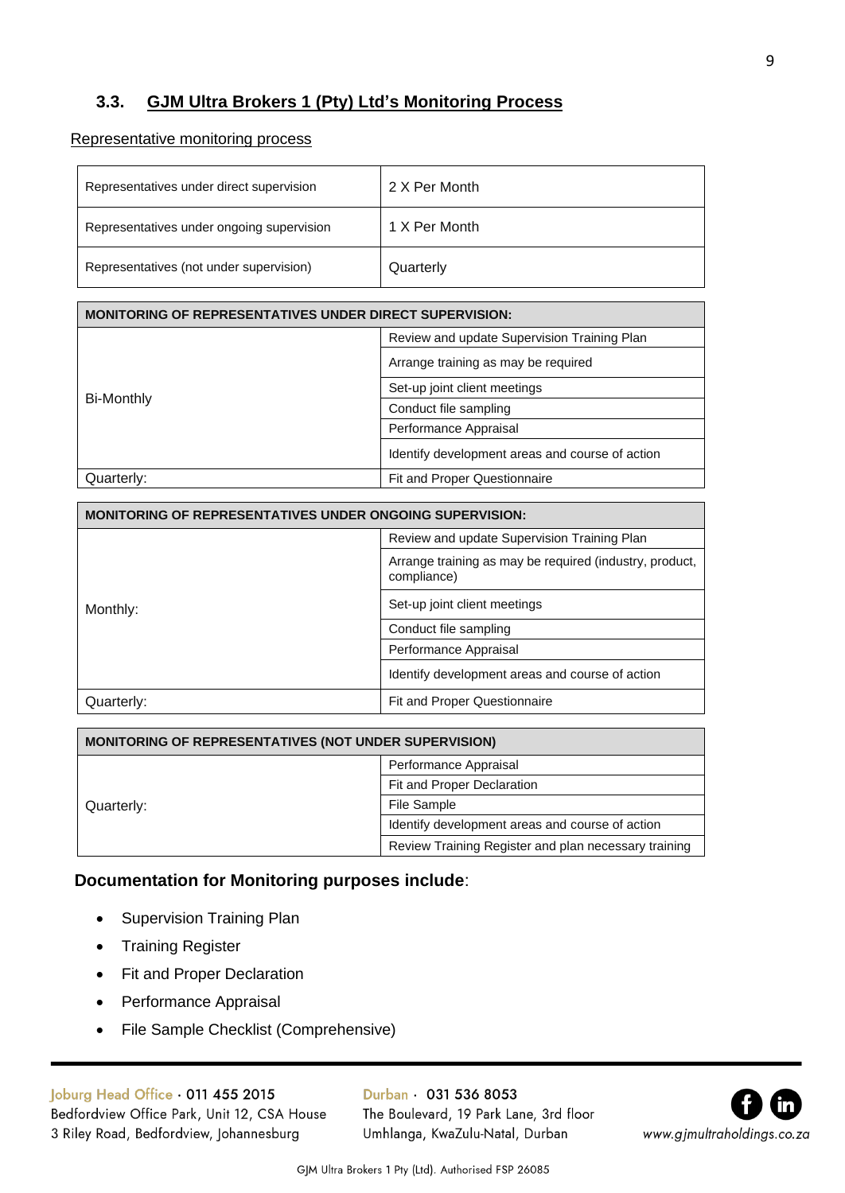## 3.3. GJM Ultra Brokers 1 (Pty) Ltd's Monitoring Process

Representative monitoring process

| | |
|---|---|
| Representatives under direct supervision | 2 X Per Month |
| Representatives under ongoing supervision | 1 X Per Month |
| Representatives (not under supervision) | Quarterly |

| **MONITORING OF REPRESENTATIVES UNDER DIRECT SUPERVISION:** | |
|---|---|
| Bi-Monthly | Review and update Supervision Training Plan |
| | Arrange training as may be required |
| | Set-up joint client meetings |
| | Conduct file sampling |
| | Performance Appraisal |
| | Identify development areas and course of action |
| Quarterly: | Fit and Proper Questionnaire |

| **MONITORING OF REPRESENTATIVES UNDER ONGOING SUPERVISION:** | |
|---|---|
| Monthly: | Review and update Supervision Training Plan |
| | Arrange training as may be required (industry, product, compliance) |
| | Set-up joint client meetings |
| | Conduct file sampling |
| | Performance Appraisal |
| | Identify development areas and course of action |
| Quarterly: | Fit and Proper Questionnaire |

| **MONITORING OF REPRESENTATIVES (NOT UNDER SUPERVISION)** | |
|---|---|
| Quarterly: | Performance Appraisal |
| | Fit and Proper Declaration |
| | File Sample |
| | Identify development areas and course of action |
| | Review Training Register and plan necessary training |

**Documentation for Monitoring purposes include**:

- Supervision Training Plan
- Training Register
- Fit and Proper Declaration
- Performance Appraisal
- File Sample Checklist (Comprehensive)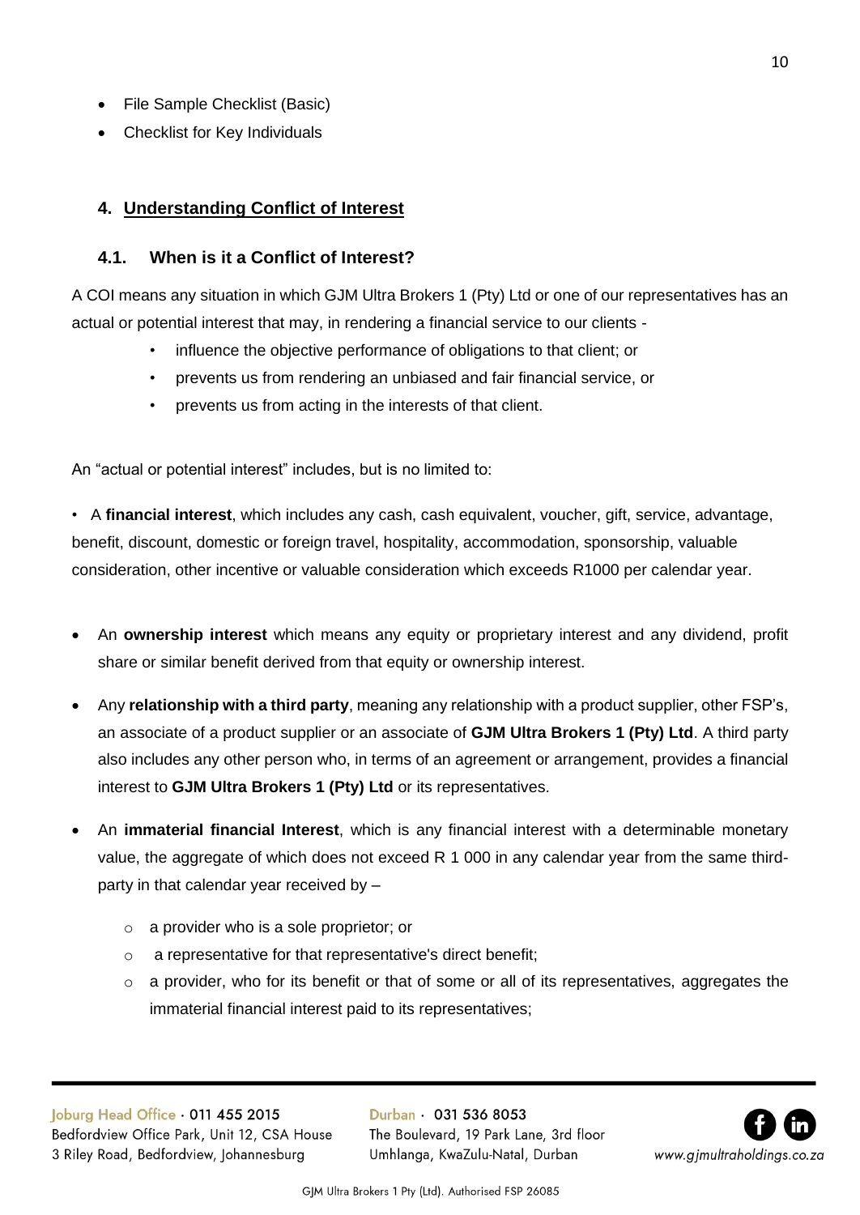- File Sample Checklist (Basic)
- Checklist for Key Individuals

## 4. Understanding Conflict of Interest

### 4.1. When is it a Conflict of Interest?

A COI means any situation in which GJM Ultra Brokers 1 (Pty) Ltd or one of our representatives has an actual or potential interest that may, in rendering a financial service to our clients -

- influence the objective performance of obligations to that client; or
- prevents us from rendering an unbiased and fair financial service, or
- prevents us from acting in the interests of that client.

An "actual or potential interest" includes, but is no limited to:

- A **financial interest**, which includes any cash, cash equivalent, voucher, gift, service, advantage, benefit, discount, domestic or foreign travel, hospitality, accommodation, sponsorship, valuable consideration, other incentive or valuable consideration which exceeds R1000 per calendar year.
- An **ownership interest** which means any equity or proprietary interest and any dividend, profit share or similar benefit derived from that equity or ownership interest.
- Any **relationship with a third party**, meaning any relationship with a product supplier, other FSP's, an associate of a product supplier or an associate of **GJM Ultra Brokers 1 (Pty) Ltd**. A third party also includes any other person who, in terms of an agreement or arrangement, provides a financial interest to **GJM Ultra Brokers 1 (Pty) Ltd** or its representatives.
- An **immaterial financial Interest**, which is any financial interest with a determinable monetary value, the aggregate of which does not exceed R 1 000 in any calendar year from the same third-party in that calendar year received by –
    - a provider who is a sole proprietor; or
    - a representative for that representative's direct benefit;
    - a provider, who for its benefit or that of some or all of its representatives, aggregates the immaterial financial interest paid to its representatives;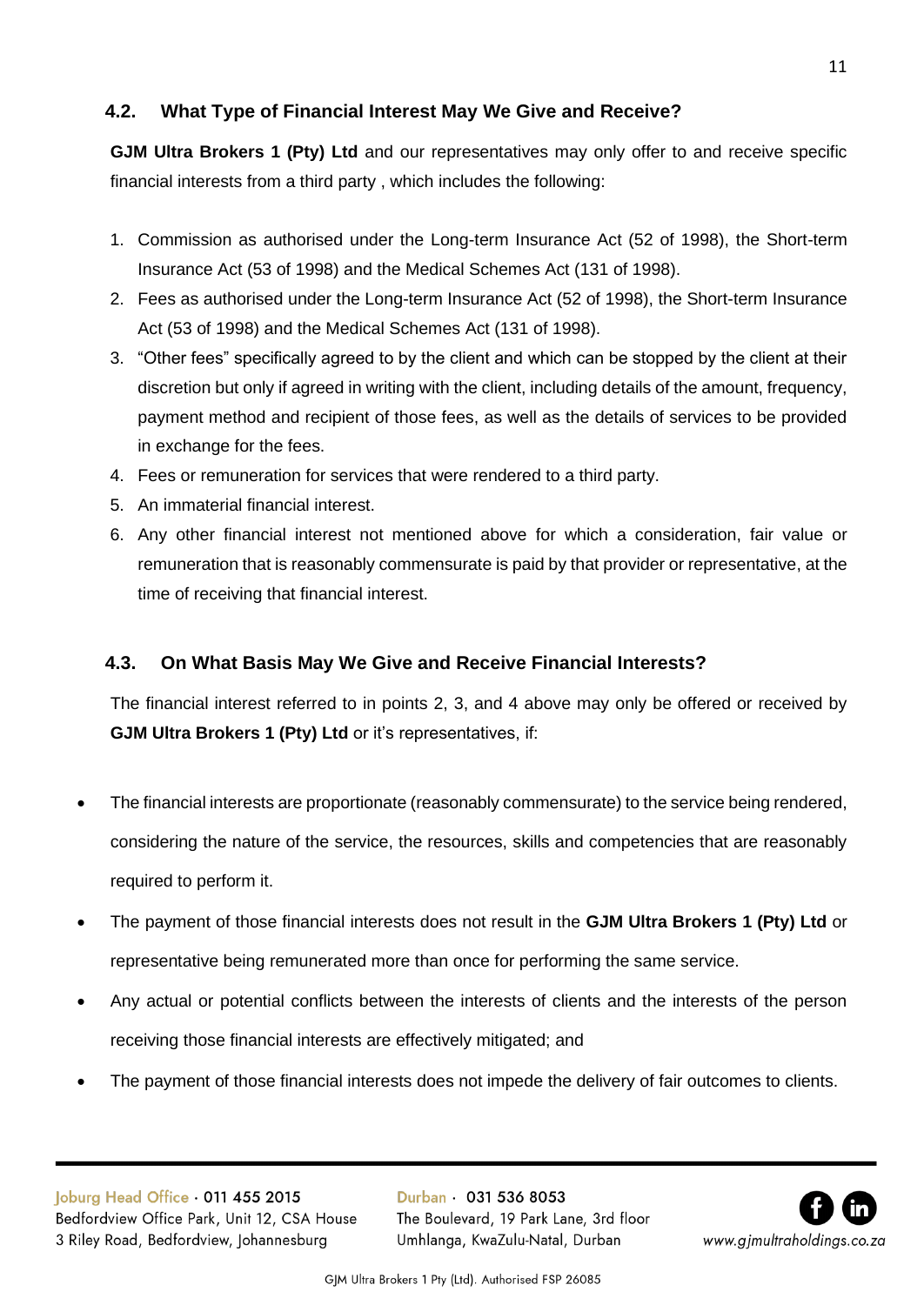### 4.2. What Type of Financial Interest May We Give and Receive?

**GJM Ultra Brokers 1 (Pty) Ltd** and our representatives may only offer to and receive specific financial interests from a third party , which includes the following:

1. Commission as authorised under the Long-term Insurance Act (52 of 1998), the Short-term Insurance Act (53 of 1998) and the Medical Schemes Act (131 of 1998).
2. Fees as authorised under the Long-term Insurance Act (52 of 1998), the Short-term Insurance Act (53 of 1998) and the Medical Schemes Act (131 of 1998).
3. "Other fees" specifically agreed to by the client and which can be stopped by the client at their discretion but only if agreed in writing with the client, including details of the amount, frequency, payment method and recipient of those fees, as well as the details of services to be provided in exchange for the fees.
4. Fees or remuneration for services that were rendered to a third party.
5. An immaterial financial interest.
6. Any other financial interest not mentioned above for which a consideration, fair value or remuneration that is reasonably commensurate is paid by that provider or representative, at the time of receiving that financial interest.

### 4.3. On What Basis May We Give and Receive Financial Interests?

The financial interest referred to in points 2, 3, and 4 above may only be offered or received by **GJM Ultra Brokers 1 (Pty) Ltd** or it's representatives, if:

- The financial interests are proportionate (reasonably commensurate) to the service being rendered, considering the nature of the service, the resources, skills and competencies that are reasonably required to perform it.
- The payment of those financial interests does not result in the **GJM Ultra Brokers 1 (Pty) Ltd** or representative being remunerated more than once for performing the same service.
- Any actual or potential conflicts between the interests of clients and the interests of the person receiving those financial interests are effectively mitigated; and
- The payment of those financial interests does not impede the delivery of fair outcomes to clients.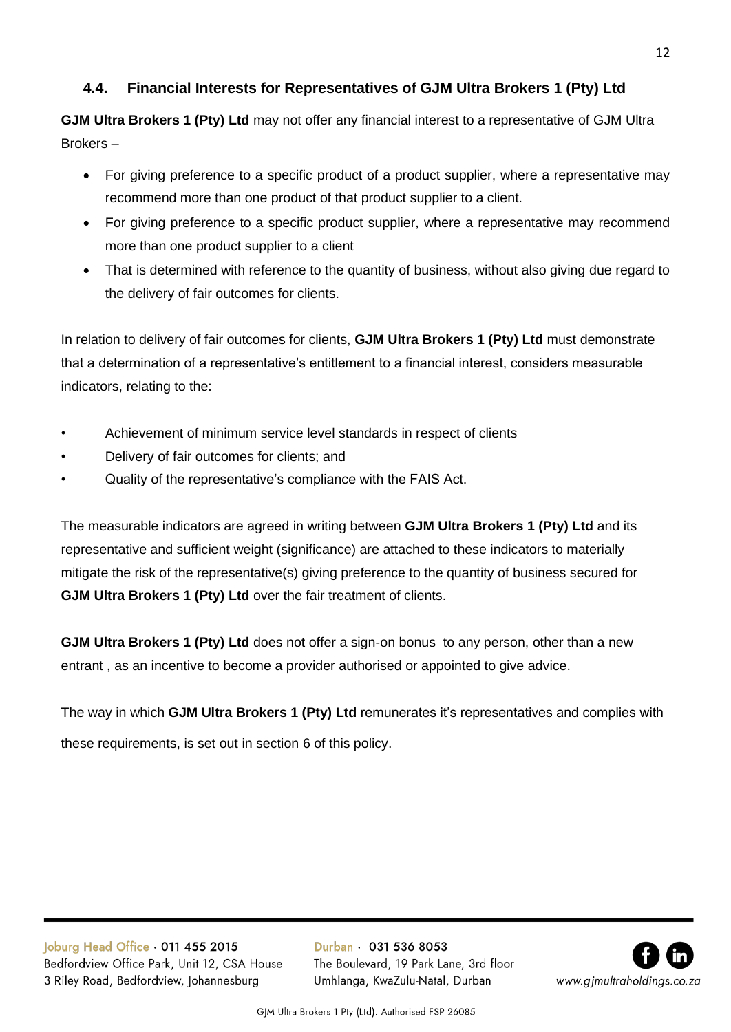### 4.4. Financial Interests for Representatives of GJM Ultra Brokers 1 (Pty) Ltd

**GJM Ultra Brokers 1 (Pty) Ltd** may not offer any financial interest to a representative of GJM Ultra Brokers –

- For giving preference to a specific product of a product supplier, where a representative may recommend more than one product of that product supplier to a client.
- For giving preference to a specific product supplier, where a representative may recommend more than one product supplier to a client
- That is determined with reference to the quantity of business, without also giving due regard to the delivery of fair outcomes for clients.

In relation to delivery of fair outcomes for clients, **GJM Ultra Brokers 1 (Pty) Ltd** must demonstrate that a determination of a representative's entitlement to a financial interest, considers measurable indicators, relating to the:

- Achievement of minimum service level standards in respect of clients
- Delivery of fair outcomes for clients; and
- Quality of the representative's compliance with the FAIS Act.

The measurable indicators are agreed in writing between **GJM Ultra Brokers 1 (Pty) Ltd** and its representative and sufficient weight (significance) are attached to these indicators to materially mitigate the risk of the representative(s) giving preference to the quantity of business secured for **GJM Ultra Brokers 1 (Pty) Ltd** over the fair treatment of clients.

**GJM Ultra Brokers 1 (Pty) Ltd** does not offer a sign-on bonus to any person, other than a new entrant , as an incentive to become a provider authorised or appointed to give advice.

The way in which **GJM Ultra Brokers 1 (Pty) Ltd** remunerates it's representatives and complies with these requirements, is set out in section 6 of this policy.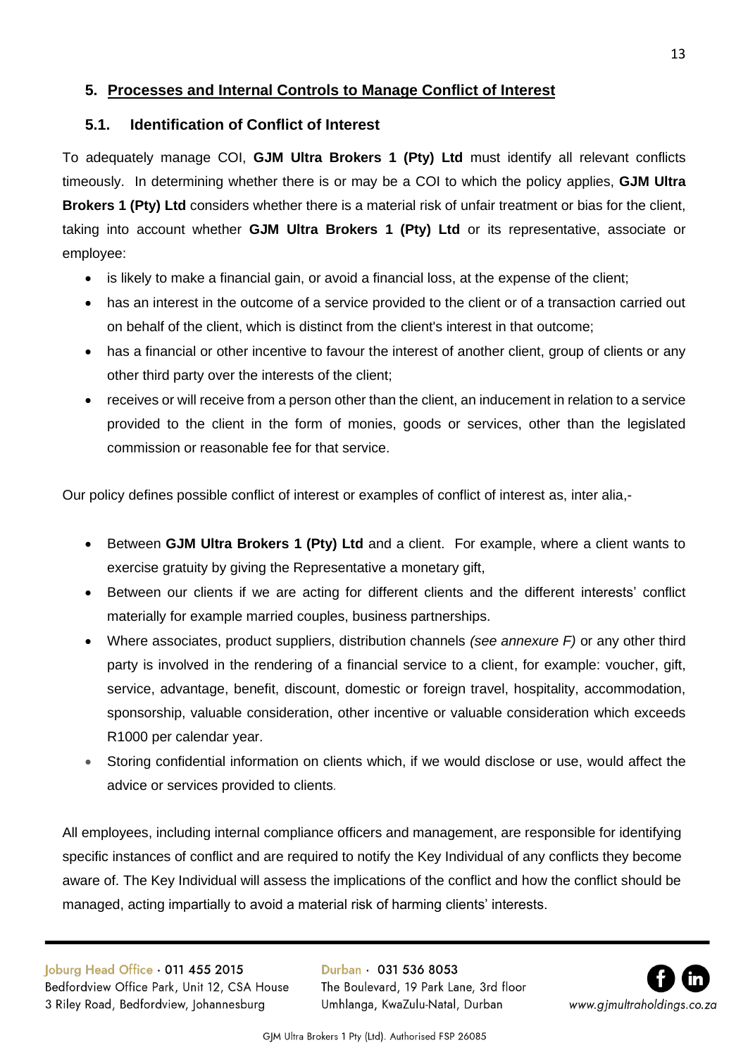## 5. Processes and Internal Controls to Manage Conflict of Interest

### 5.1. Identification of Conflict of Interest

To adequately manage COI, **GJM Ultra Brokers 1 (Pty) Ltd** must identify all relevant conflicts timeously. In determining whether there is or may be a COI to which the policy applies, **GJM Ultra Brokers 1 (Pty) Ltd** considers whether there is a material risk of unfair treatment or bias for the client, taking into account whether **GJM Ultra Brokers 1 (Pty) Ltd** or its representative, associate or employee:

- is likely to make a financial gain, or avoid a financial loss, at the expense of the client;
- has an interest in the outcome of a service provided to the client or of a transaction carried out on behalf of the client, which is distinct from the client's interest in that outcome;
- has a financial or other incentive to favour the interest of another client, group of clients or any other third party over the interests of the client;
- receives or will receive from a person other than the client, an inducement in relation to a service provided to the client in the form of monies, goods or services, other than the legislated commission or reasonable fee for that service.

Our policy defines possible conflict of interest or examples of conflict of interest as, inter alia,-

- Between **GJM Ultra Brokers 1 (Pty) Ltd** and a client. For example, where a client wants to exercise gratuity by giving the Representative a monetary gift,
- Between our clients if we are acting for different clients and the different interests' conflict materially for example married couples, business partnerships.
- Where associates, product suppliers, distribution channels *(see annexure F)* or any other third party is involved in the rendering of a financial service to a client, for example: voucher, gift, service, advantage, benefit, discount, domestic or foreign travel, hospitality, accommodation, sponsorship, valuable consideration, other incentive or valuable consideration which exceeds R1000 per calendar year.
- Storing confidential information on clients which, if we would disclose or use, would affect the advice or services provided to clients.

All employees, including internal compliance officers and management, are responsible for identifying specific instances of conflict and are required to notify the Key Individual of any conflicts they become aware of. The Key Individual will assess the implications of the conflict and how the conflict should be managed, acting impartially to avoid a material risk of harming clients' interests.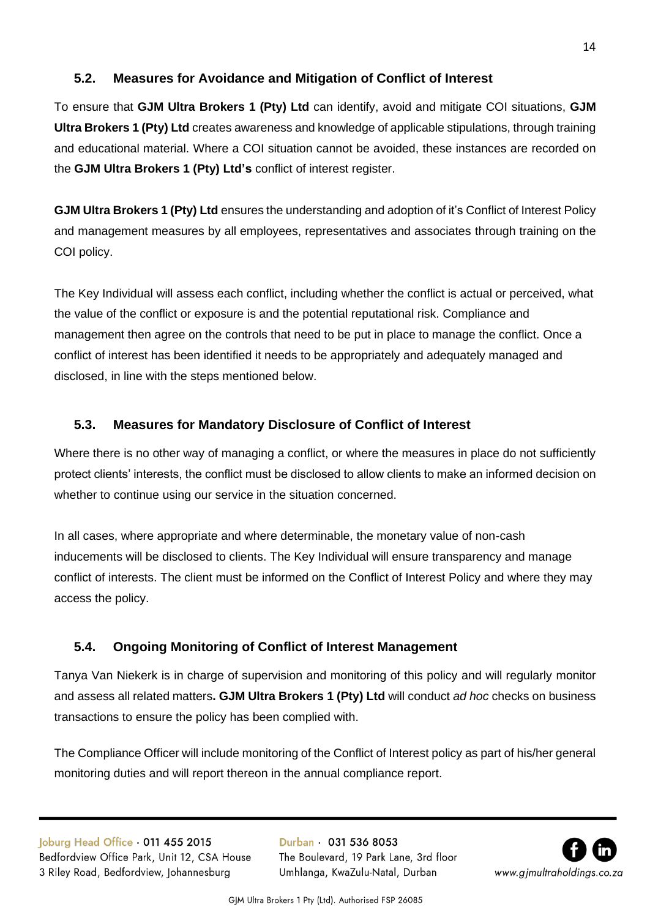### 5.2. Measures for Avoidance and Mitigation of Conflict of Interest

To ensure that **GJM Ultra Brokers 1 (Pty) Ltd** can identify, avoid and mitigate COI situations, **GJM Ultra Brokers 1 (Pty) Ltd** creates awareness and knowledge of applicable stipulations, through training and educational material. Where a COI situation cannot be avoided, these instances are recorded on the **GJM Ultra Brokers 1 (Pty) Ltd's** conflict of interest register.

**GJM Ultra Brokers 1 (Pty) Ltd** ensures the understanding and adoption of it's Conflict of Interest Policy and management measures by all employees, representatives and associates through training on the COI policy.

The Key Individual will assess each conflict, including whether the conflict is actual or perceived, what the value of the conflict or exposure is and the potential reputational risk. Compliance and management then agree on the controls that need to be put in place to manage the conflict. Once a conflict of interest has been identified it needs to be appropriately and adequately managed and disclosed, in line with the steps mentioned below.

### 5.3. Measures for Mandatory Disclosure of Conflict of Interest

Where there is no other way of managing a conflict, or where the measures in place do not sufficiently protect clients' interests, the conflict must be disclosed to allow clients to make an informed decision on whether to continue using our service in the situation concerned.

In all cases, where appropriate and where determinable, the monetary value of non-cash inducements will be disclosed to clients. The Key Individual will ensure transparency and manage conflict of interests. The client must be informed on the Conflict of Interest Policy and where they may access the policy.

### 5.4. Ongoing Monitoring of Conflict of Interest Management

Tanya Van Niekerk is in charge of supervision and monitoring of this policy and will regularly monitor and assess all related matters**.** **GJM Ultra Brokers 1 (Pty) Ltd** will conduct *ad hoc* checks on business transactions to ensure the policy has been complied with.

The Compliance Officer will include monitoring of the Conflict of Interest policy as part of his/her general monitoring duties and will report thereon in the annual compliance report.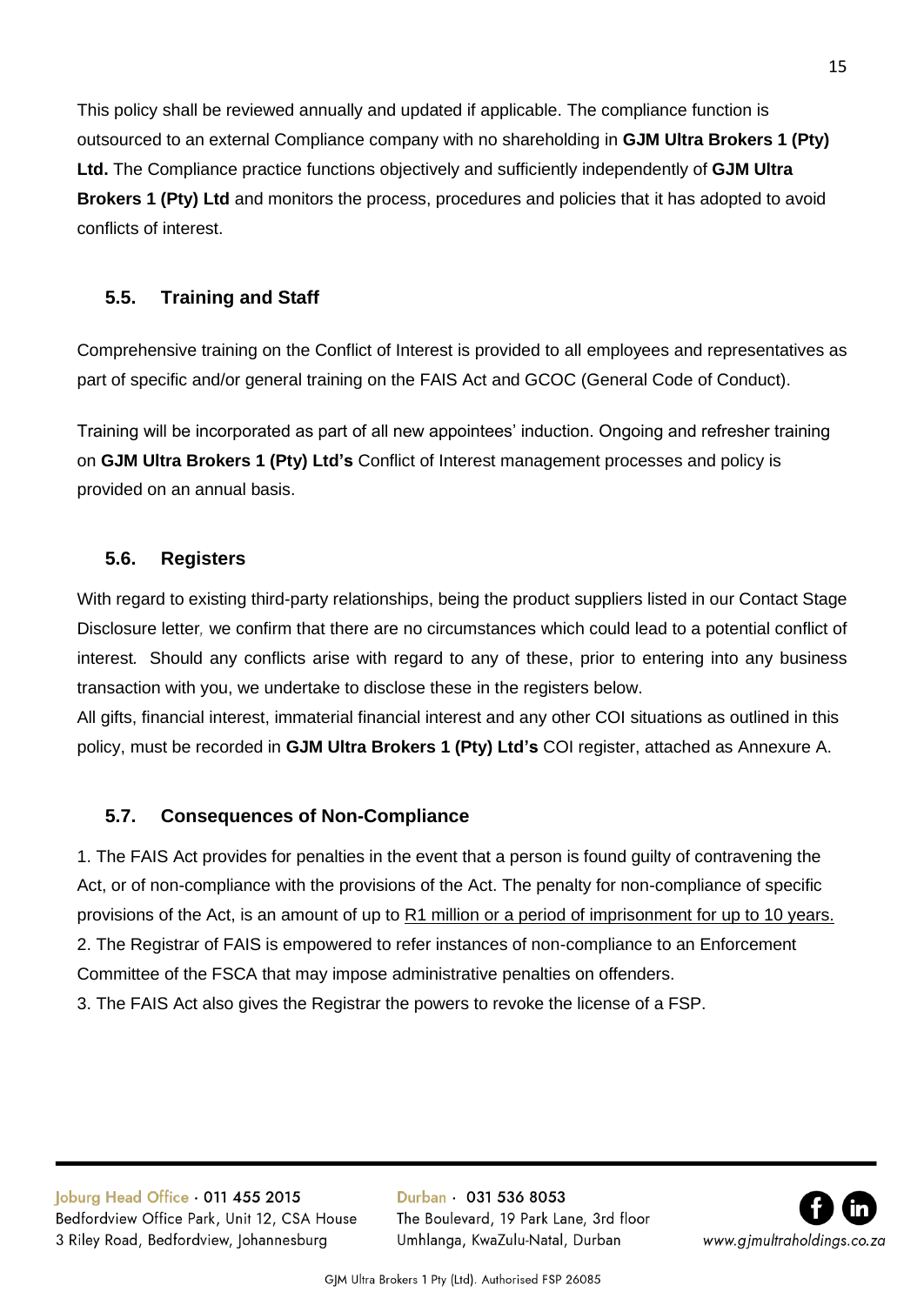This policy shall be reviewed annually and updated if applicable. The compliance function is outsourced to an external Compliance company with no shareholding in **GJM Ultra Brokers 1 (Pty) Ltd.** The Compliance practice functions objectively and sufficiently independently of **GJM Ultra Brokers 1 (Pty) Ltd** and monitors the process, procedures and policies that it has adopted to avoid conflicts of interest.

### 5.5. Training and Staff

Comprehensive training on the Conflict of Interest is provided to all employees and representatives as part of specific and/or general training on the FAIS Act and GCOC (General Code of Conduct).

Training will be incorporated as part of all new appointees' induction. Ongoing and refresher training on **GJM Ultra Brokers 1 (Pty) Ltd's** Conflict of Interest management processes and policy is provided on an annual basis.

### 5.6. Registers

With regard to existing third-party relationships, being the product suppliers listed in our Contact Stage Disclosure letter, we confirm that there are no circumstances which could lead to a potential conflict of interest. Should any conflicts arise with regard to any of these, prior to entering into any business transaction with you, we undertake to disclose these in the registers below.

All gifts, financial interest, immaterial financial interest and any other COI situations as outlined in this policy, must be recorded in **GJM Ultra Brokers 1 (Pty) Ltd's** COI register, attached as Annexure A.

### 5.7. Consequences of Non-Compliance

1. The FAIS Act provides for penalties in the event that a person is found guilty of contravening the Act, or of non-compliance with the provisions of the Act. The penalty for non-compliance of specific provisions of the Act, is an amount of up to <u>R1 million or a period of imprisonment for up to 10 years.</u>
2. The Registrar of FAIS is empowered to refer instances of non-compliance to an Enforcement Committee of the FSCA that may impose administrative penalties on offenders.
3. The FAIS Act also gives the Registrar the powers to revoke the license of a FSP.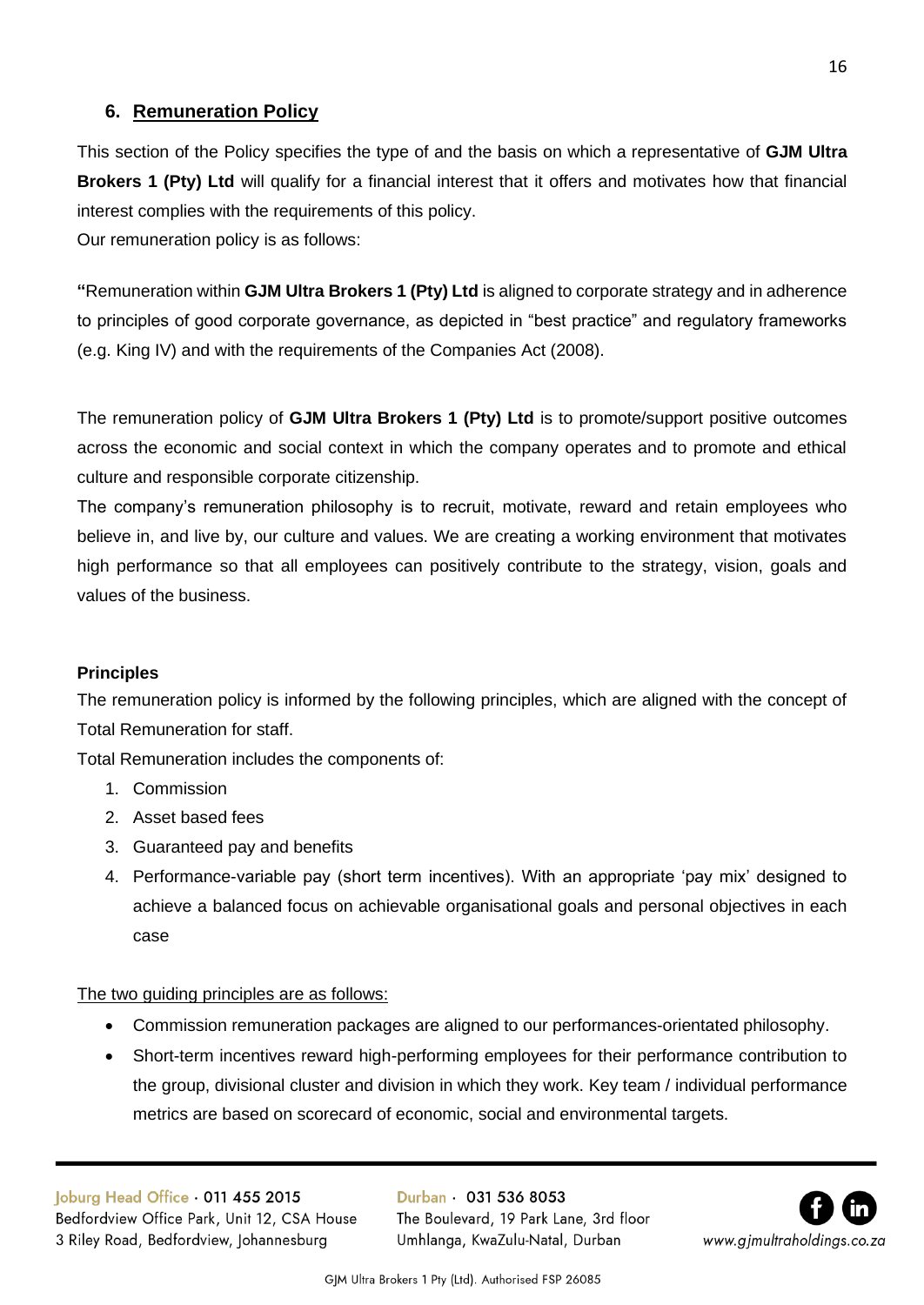## 6. Remuneration Policy

This section of the Policy specifies the type of and the basis on which a representative of **GJM Ultra Brokers 1 (Pty) Ltd** will qualify for a financial interest that it offers and motivates how that financial interest complies with the requirements of this policy.
Our remuneration policy is as follows:

**"**Remuneration within **GJM Ultra Brokers 1 (Pty) Ltd** is aligned to corporate strategy and in adherence to principles of good corporate governance, as depicted in "best practice" and regulatory frameworks (e.g. King IV) and with the requirements of the Companies Act (2008).

The remuneration policy of **GJM Ultra Brokers 1 (Pty) Ltd** is to promote/support positive outcomes across the economic and social context in which the company operates and to promote and ethical culture and responsible corporate citizenship.
The company's remuneration philosophy is to recruit, motivate, reward and retain employees who believe in, and live by, our culture and values. We are creating a working environment that motivates high performance so that all employees can positively contribute to the strategy, vision, goals and values of the business.

**Principles**

The remuneration policy is informed by the following principles, which are aligned with the concept of Total Remuneration for staff.
Total Remuneration includes the components of:

1. Commission
2. Asset based fees
3. Guaranteed pay and benefits
4. Performance-variable pay (short term incentives). With an appropriate 'pay mix' designed to achieve a balanced focus on achievable organisational goals and personal objectives in each case

The two guiding principles are as follows:

- Commission remuneration packages are aligned to our performances-orientated philosophy.
- Short-term incentives reward high-performing employees for their performance contribution to the group, divisional cluster and division in which they work. Key team / individual performance metrics are based on scorecard of economic, social and environmental targets.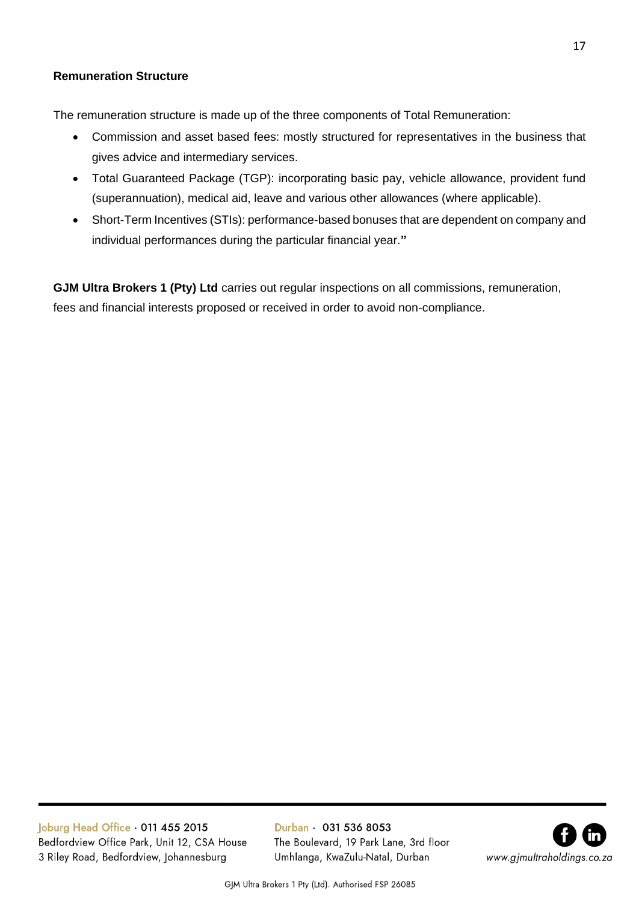**Remuneration Structure**

The remuneration structure is made up of the three components of Total Remuneration:

- Commission and asset based fees: mostly structured for representatives in the business that gives advice and intermediary services.
- Total Guaranteed Package (TGP): incorporating basic pay, vehicle allowance, provident fund (superannuation), medical aid, leave and various other allowances (where applicable).
- Short-Term Incentives (STIs): performance-based bonuses that are dependent on company and individual performances during the particular financial year."

**GJM Ultra Brokers 1 (Pty) Ltd** carries out regular inspections on all commissions, remuneration, fees and financial interests proposed or received in order to avoid non-compliance.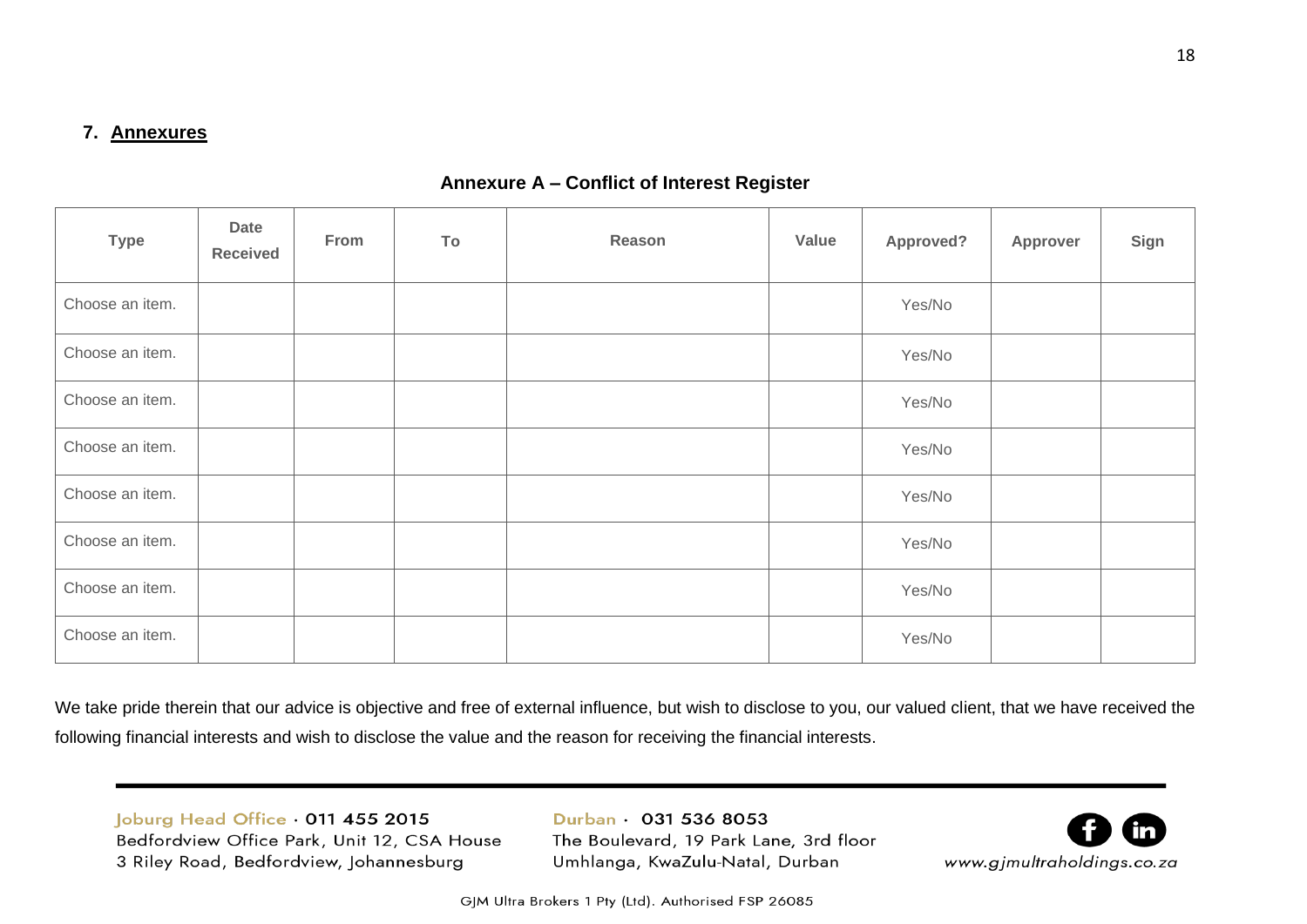## 7. Annexures

### Annexure A – Conflict of Interest Register

| Type | Date Received | From | To | Reason | Value | Approved? | Approver | Sign |
|---|---|---|---|---|---|---|---|---|
| Choose an item. | | | | | | Yes/No | | |
| Choose an item. | | | | | | Yes/No | | |
| Choose an item. | | | | | | Yes/No | | |
| Choose an item. | | | | | | Yes/No | | |
| Choose an item. | | | | | | Yes/No | | |
| Choose an item. | | | | | | Yes/No | | |
| Choose an item. | | | | | | Yes/No | | |
| Choose an item. | | | | | | Yes/No | | |

We take pride therein that our advice is objective and free of external influence, but wish to disclose to you, our valued client, that we have received the following financial interests and wish to disclose the value and the reason for receiving the financial interests.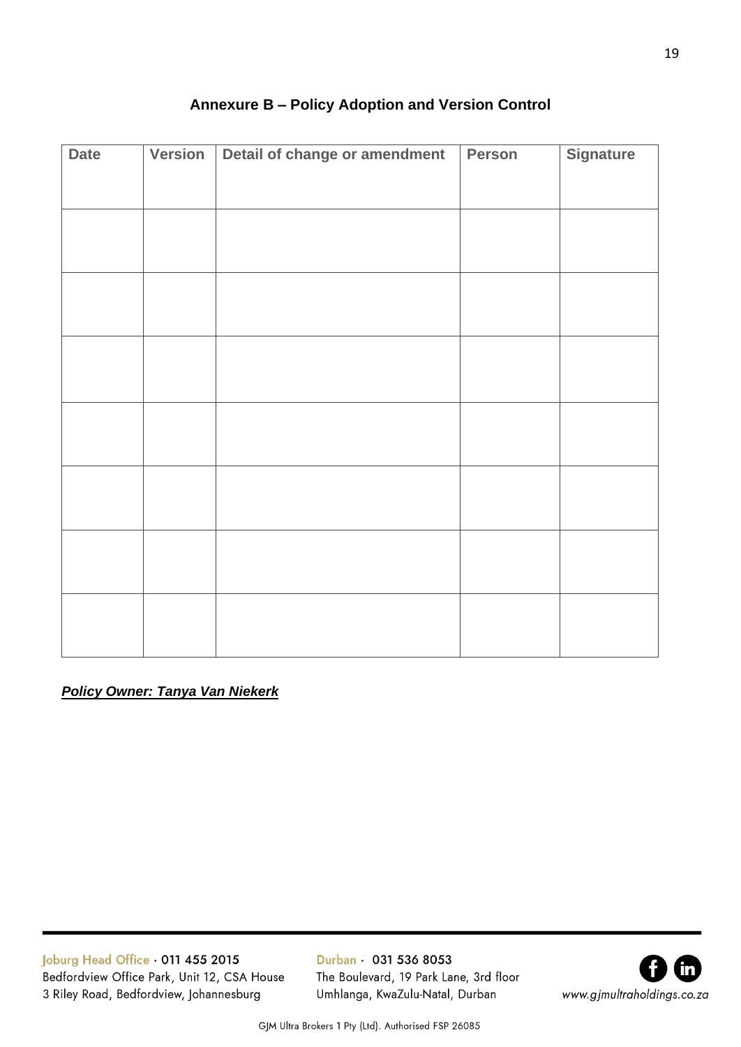## Annexure B – Policy Adoption and Version Control

| Date | Version | Detail of change or amendment | Person | Signature |
|---|---|---|---|---|
| | | | | |
| | | | | |
| | | | | |
| | | | | |
| | | | | |
| | | | | |
| | | | | |

***Policy Owner: Tanya Van Niekerk***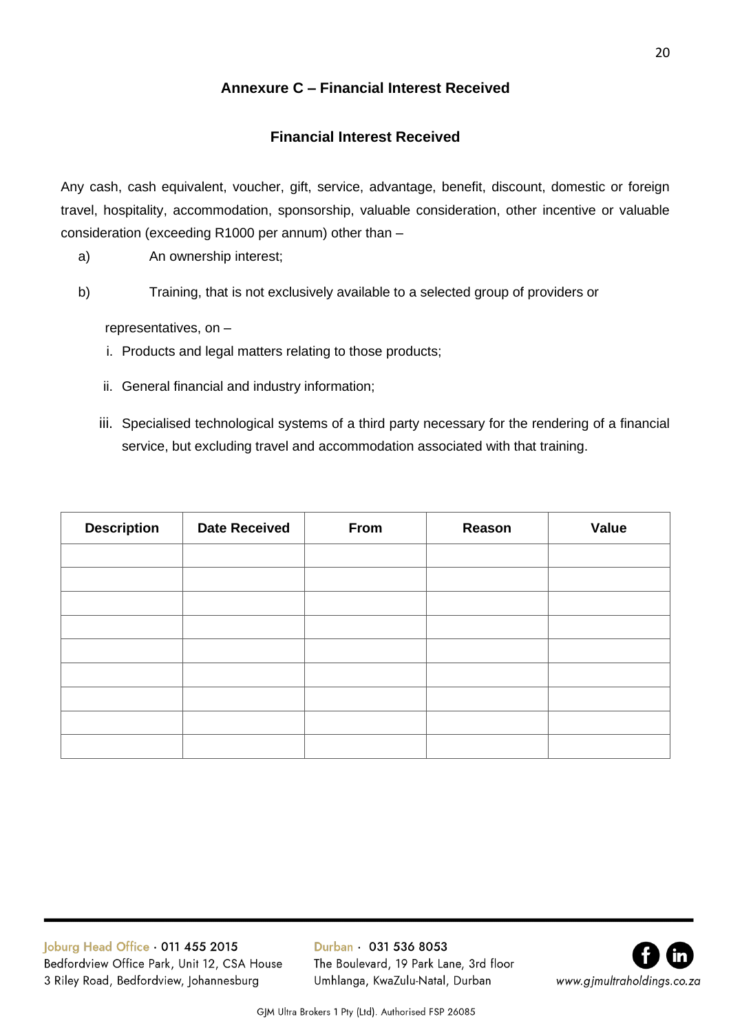## Annexure C – Financial Interest Received

### Financial Interest Received

Any cash, cash equivalent, voucher, gift, service, advantage, benefit, discount, domestic or foreign travel, hospitality, accommodation, sponsorship, valuable consideration, other incentive or valuable consideration (exceeding R1000 per annum) other than –

a) An ownership interest;

b) Training, that is not exclusively available to a selected group of providers or representatives, on –

   i. Products and legal matters relating to those products;
   ii. General financial and industry information;
   iii. Specialised technological systems of a third party necessary for the rendering of a financial service, but excluding travel and accommodation associated with that training.

| Description | Date Received | From | Reason | Value |
|---|---|---|---|---|
| | | | | |
| | | | | |
| | | | | |
| | | | | |
| | | | | |
| | | | | |
| | | | | |
| | | | | |
| | | | | |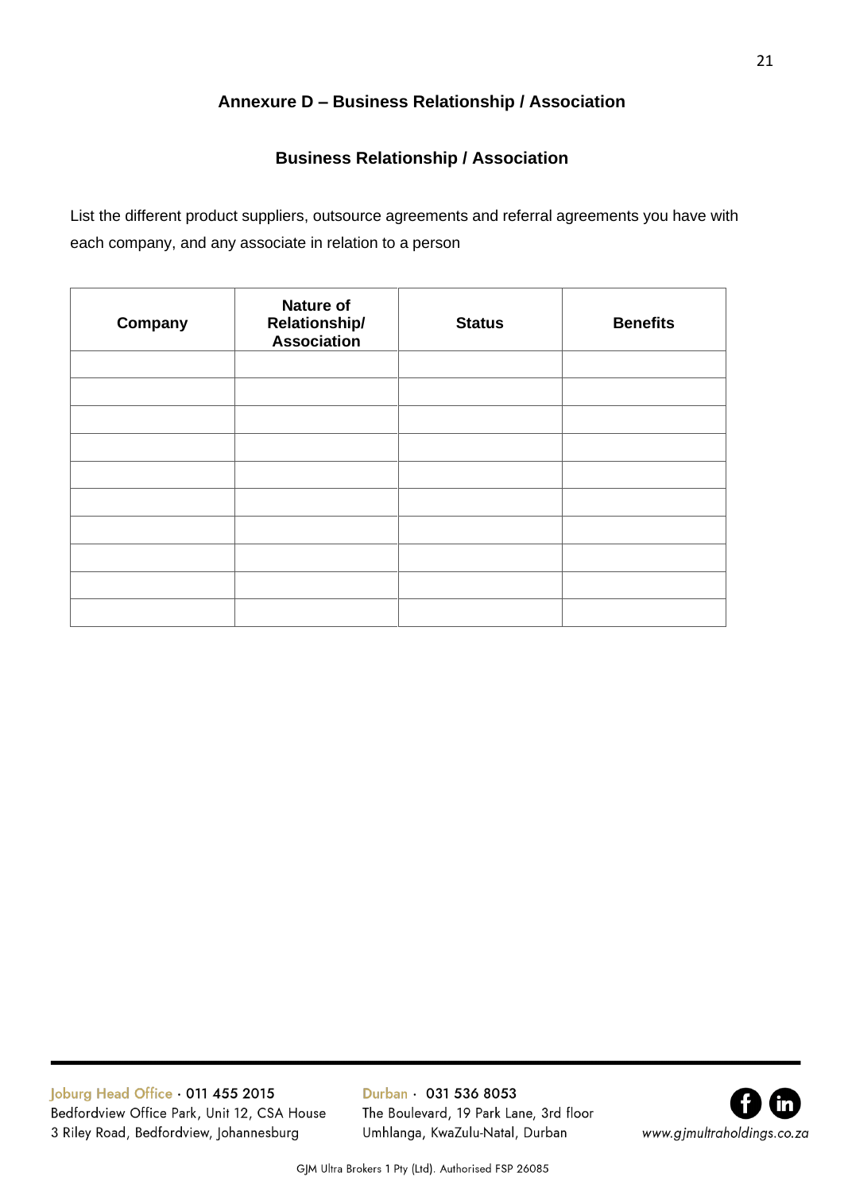# Annexure D – Business Relationship / Association

## Business Relationship / Association

List the different product suppliers, outsource agreements and referral agreements you have with each company, and any associate in relation to a person

| Company | Nature of Relationship/ Association | Status | Benefits |
|---|---|---|---|
| | | | |
| | | | |
| | | | |
| | | | |
| | | | |
| | | | |
| | | | |
| | | | |
| | | | |
| | | | |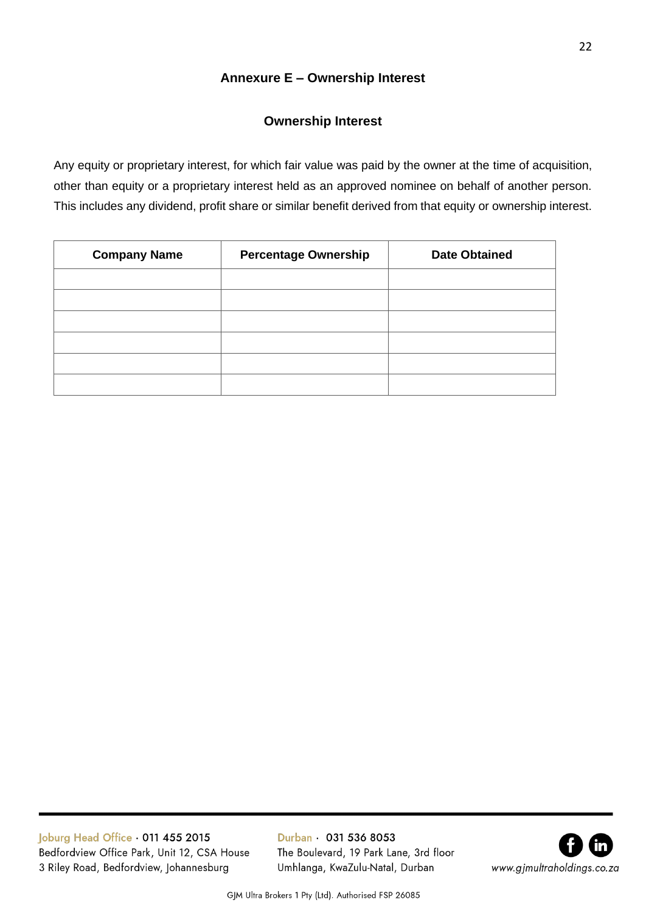# Annexure E – Ownership Interest

## Ownership Interest

Any equity or proprietary interest, for which fair value was paid by the owner at the time of acquisition, other than equity or a proprietary interest held as an approved nominee on behalf of another person. This includes any dividend, profit share or similar benefit derived from that equity or ownership interest.

| Company Name | Percentage Ownership | Date Obtained |
|---|---|---|
| | | |
| | | |
| | | |
| | | |
| | | |
| | | |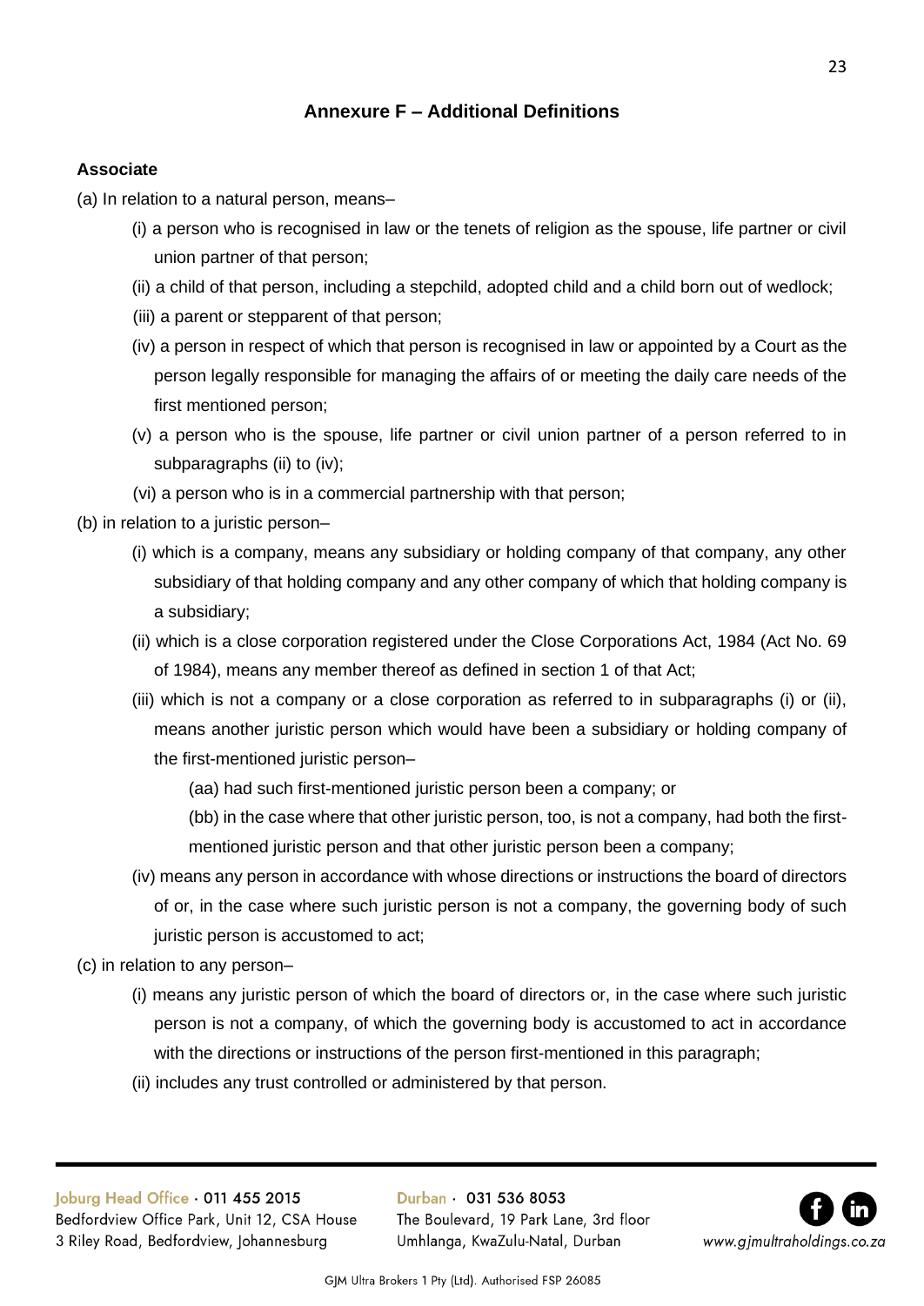## Annexure F – Additional Definitions

**Associate**

(a) In relation to a natural person, means–

- (i) a person who is recognised in law or the tenets of religion as the spouse, life partner or civil union partner of that person;
- (ii) a child of that person, including a stepchild, adopted child and a child born out of wedlock;
- (iii) a parent or stepparent of that person;
- (iv) a person in respect of which that person is recognised in law or appointed by a Court as the person legally responsible for managing the affairs of or meeting the daily care needs of the first mentioned person;
- (v) a person who is the spouse, life partner or civil union partner of a person referred to in subparagraphs (ii) to (iv);
- (vi) a person who is in a commercial partnership with that person;

(b) in relation to a juristic person–

- (i) which is a company, means any subsidiary or holding company of that company, any other subsidiary of that holding company and any other company of which that holding company is a subsidiary;
- (ii) which is a close corporation registered under the Close Corporations Act, 1984 (Act No. 69 of 1984), means any member thereof as defined in section 1 of that Act;
- (iii) which is not a company or a close corporation as referred to in subparagraphs (i) or (ii), means another juristic person which would have been a subsidiary or holding company of the first-mentioned juristic person–
  - (aa) had such first-mentioned juristic person been a company; or
  - (bb) in the case where that other juristic person, too, is not a company, had both the first-mentioned juristic person and that other juristic person been a company;
- (iv) means any person in accordance with whose directions or instructions the board of directors of or, in the case where such juristic person is not a company, the governing body of such juristic person is accustomed to act;

(c) in relation to any person–

- (i) means any juristic person of which the board of directors or, in the case where such juristic person is not a company, of which the governing body is accustomed to act in accordance with the directions or instructions of the person first-mentioned in this paragraph;
- (ii) includes any trust controlled or administered by that person.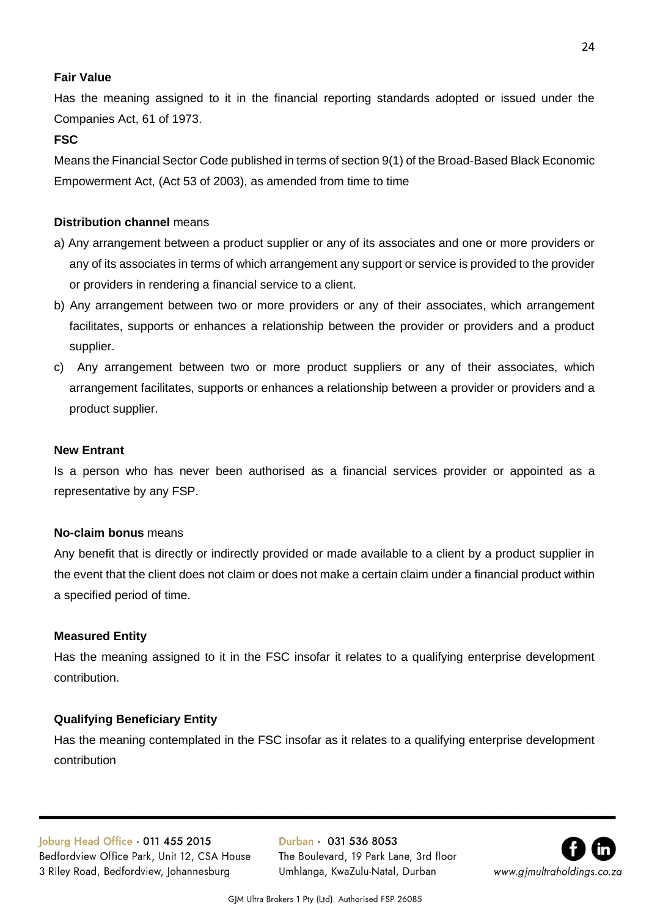**Fair Value**

Has the meaning assigned to it in the financial reporting standards adopted or issued under the Companies Act, 61 of 1973.

**FSC**

Means the Financial Sector Code published in terms of section 9(1) of the Broad-Based Black Economic Empowerment Act, (Act 53 of 2003), as amended from time to time

**Distribution channel** means

a) Any arrangement between a product supplier or any of its associates and one or more providers or any of its associates in terms of which arrangement any support or service is provided to the provider or providers in rendering a financial service to a client.

b) Any arrangement between two or more providers or any of their associates, which arrangement facilitates, supports or enhances a relationship between the provider or providers and a product supplier.

c) Any arrangement between two or more product suppliers or any of their associates, which arrangement facilitates, supports or enhances a relationship between a provider or providers and a product supplier.

**New Entrant**

Is a person who has never been authorised as a financial services provider or appointed as a representative by any FSP.

**No-claim bonus** means

Any benefit that is directly or indirectly provided or made available to a client by a product supplier in the event that the client does not claim or does not make a certain claim under a financial product within a specified period of time.

**Measured Entity**

Has the meaning assigned to it in the FSC insofar it relates to a qualifying enterprise development contribution.

**Qualifying Beneficiary Entity**

Has the meaning contemplated in the FSC insofar as it relates to a qualifying enterprise development contribution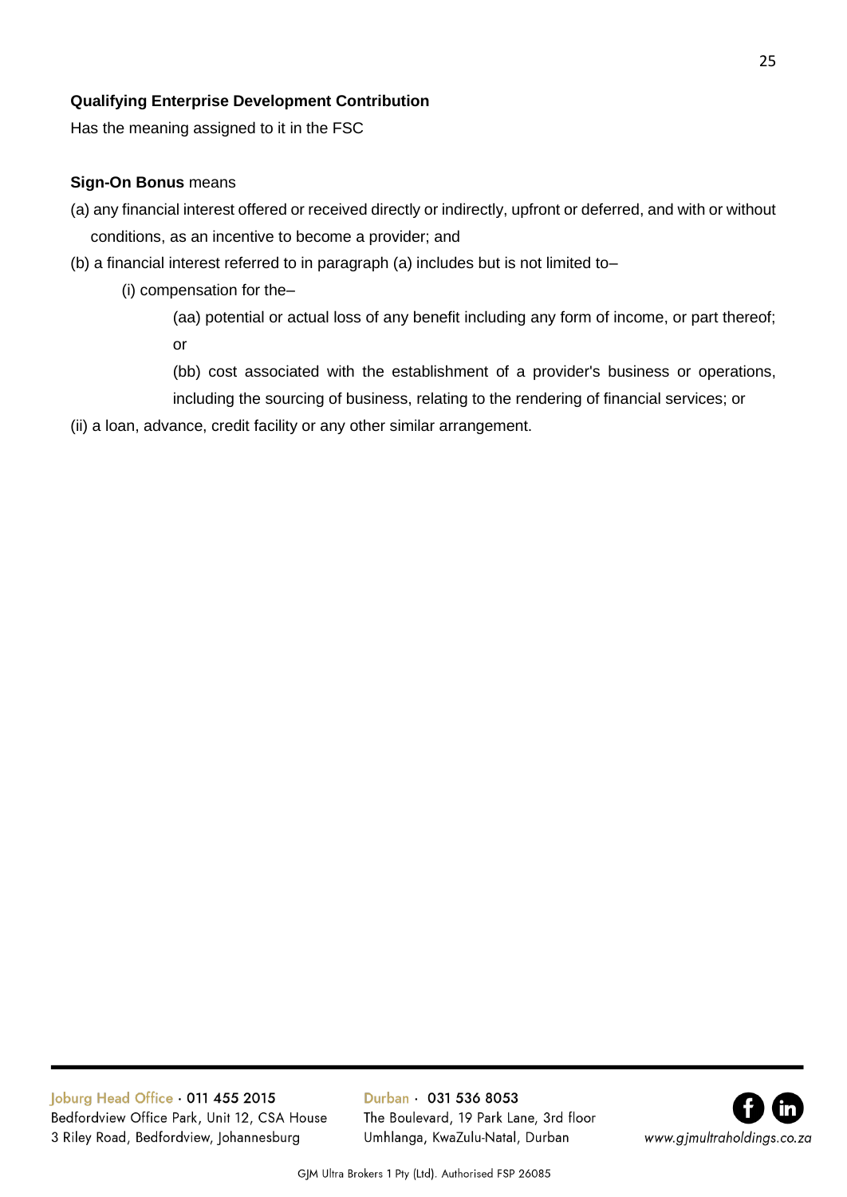**Qualifying Enterprise Development Contribution**

Has the meaning assigned to it in the FSC

**Sign-On Bonus** means

(a) any financial interest offered or received directly or indirectly, upfront or deferred, and with or without conditions, as an incentive to become a provider; and

(b) a financial interest referred to in paragraph (a) includes but is not limited to–

(i) compensation for the–

(aa) potential or actual loss of any benefit including any form of income, or part thereof; or

(bb) cost associated with the establishment of a provider's business or operations, including the sourcing of business, relating to the rendering of financial services; or

(ii) a loan, advance, credit facility or any other similar arrangement.